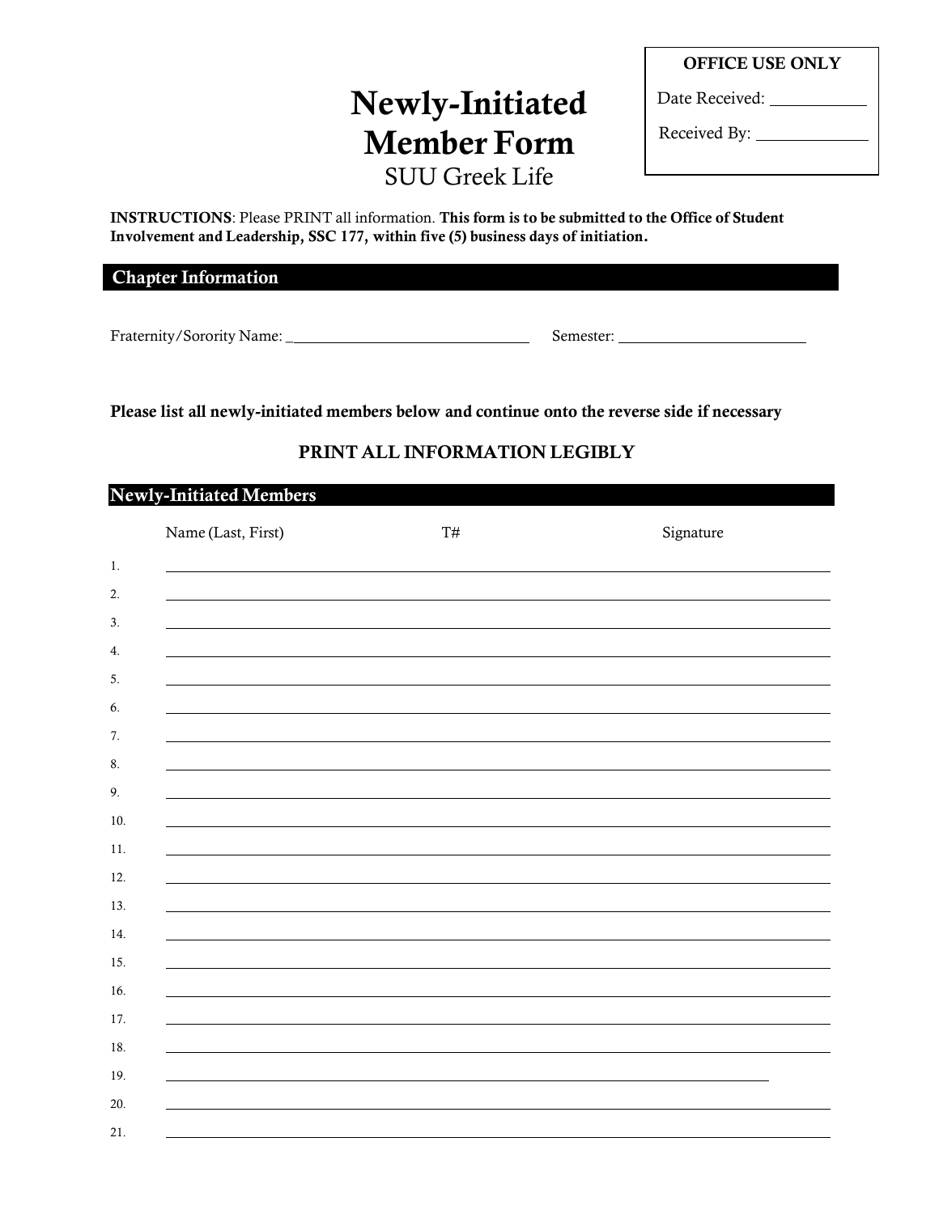**OFFICE USE ONLY**

Date Received: ___________

Received By: ____________

# Newly-Initiated Member Form

SUU Greek Life

**INSTRUCTIONS**: Please PRINT all information. **This form is to be submitted to the Office of Student Involvement and Leadership, SSC 177, within five (5) business days of initiation.**

## Chapter Information

Fraternity/Sorority Name: ______________________________ Semester: ________________________

**Please list all newly-initiated members below and continue onto the reverse side if necessary**

**PRINT ALL INFORMATION LEGIBLY**

## Newly-Initiated Members

| | Name (Last, First) | T# | Signature |
|---|---|---|---|
| 1. | | | |
| 2. | | | |
| 3. | | | |
| 4. | | | |
| 5. | | | |
| 6. | | | |
| 7. | | | |
| 8. | | | |
| 9. | | | |
| 10. | | | |
| 11. | | | |
| 12. | | | |
| 13. | | | |
| 14. | | | |
| 15. | | | |
| 16. | | | |
| 17. | | | |
| 18. | | | |
| 19. | | | |
| 20. | | | |
| 21. | | | |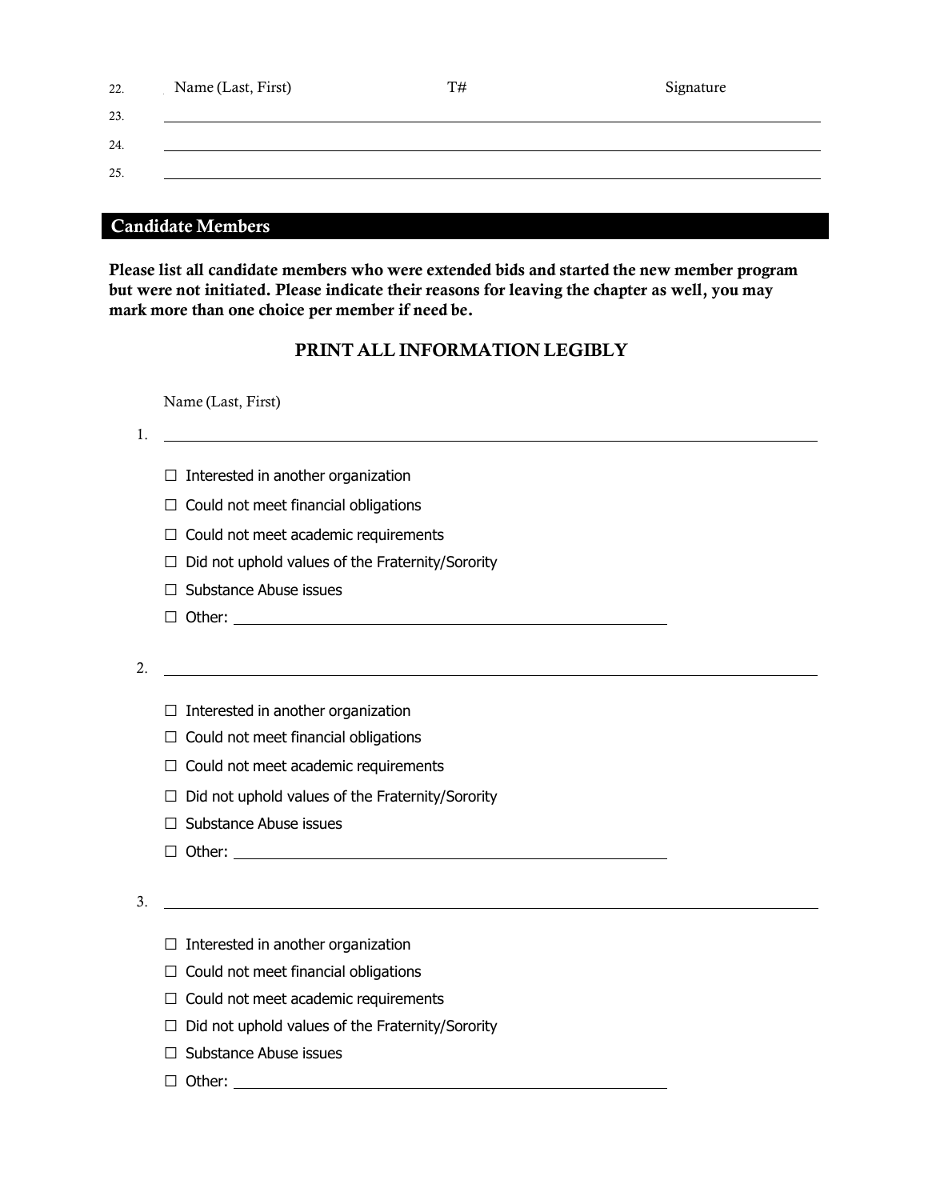| # | Name (Last, First) | T# | Signature |
|---|---|---|---|
| 22. | | | |
| 23. | | | |
| 24. | | | |
| 25. | | | |

## Candidate Members

**Please list all candidate members who were extended bids and started the new member program but were not initiated. Please indicate their reasons for leaving the chapter as well, you may mark more than one choice per member if need be.**

### PRINT ALL INFORMATION LEGIBLY

Name (Last, First)

1. ______________________________

- ☐ Interested in another organization
- ☐ Could not meet financial obligations
- ☐ Could not meet academic requirements
- ☐ Did not uphold values of the Fraternity/Sorority
- ☐ Substance Abuse issues
- ☐ Other: ______________________________

2. ______________________________

- ☐ Interested in another organization
- ☐ Could not meet financial obligations
- ☐ Could not meet academic requirements
- ☐ Did not uphold values of the Fraternity/Sorority
- ☐ Substance Abuse issues
- ☐ Other: ______________________________

3. ______________________________

- ☐ Interested in another organization
- ☐ Could not meet financial obligations
- ☐ Could not meet academic requirements
- ☐ Did not uphold values of the Fraternity/Sorority
- ☐ Substance Abuse issues
- ☐ Other: ______________________________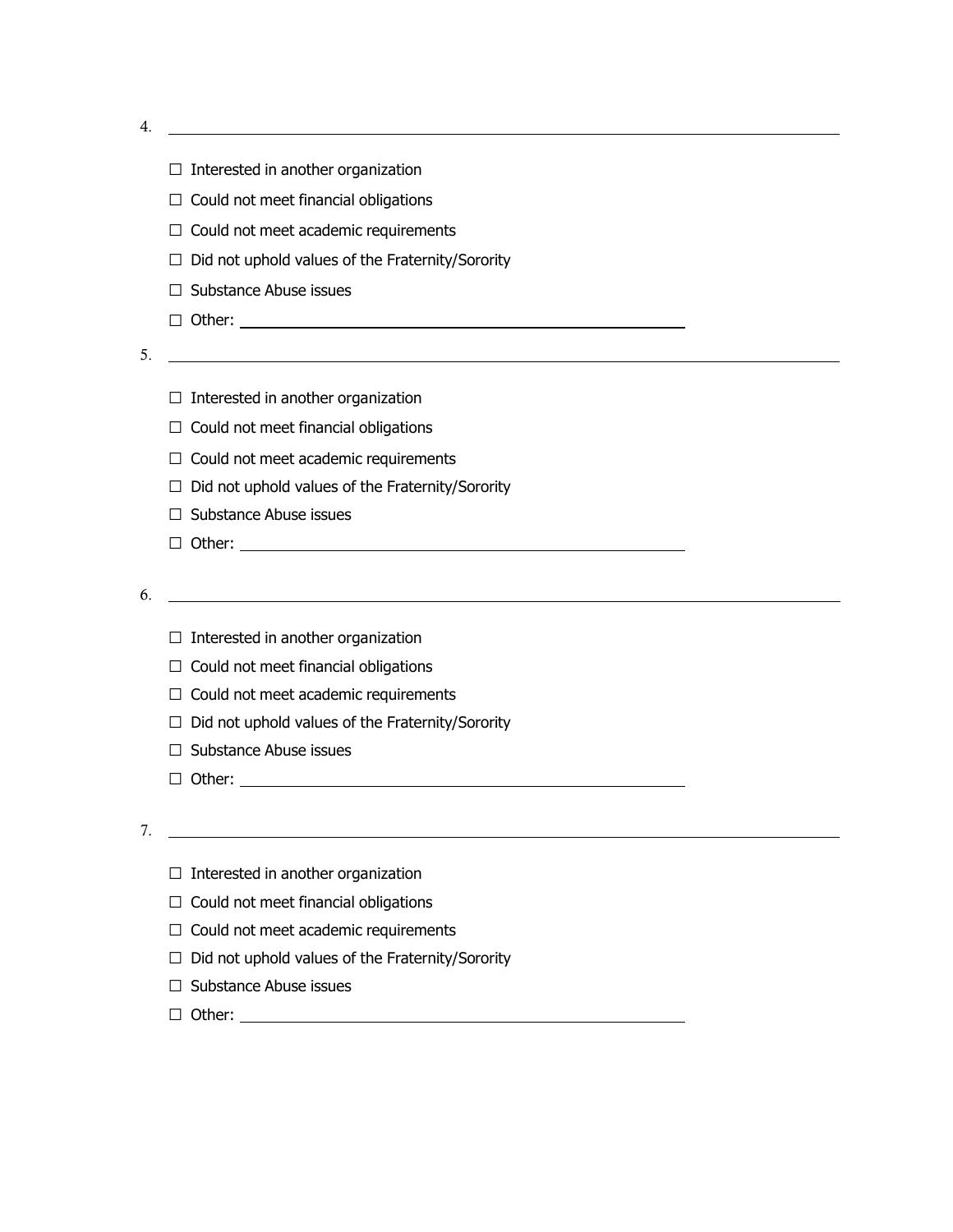4. ____________________________________________________________

- ☐ Interested in another organization
- ☐ Could not meet financial obligations
- ☐ Could not meet academic requirements
- ☐ Did not uphold values of the Fraternity/Sorority
- ☐ Substance Abuse issues
- ☐ Other: ______________________________________

5. ____________________________________________________________

- ☐ Interested in another organization
- ☐ Could not meet financial obligations
- ☐ Could not meet academic requirements
- ☐ Did not uphold values of the Fraternity/Sorority
- ☐ Substance Abuse issues
- ☐ Other: ______________________________________

6. ____________________________________________________________

- ☐ Interested in another organization
- ☐ Could not meet financial obligations
- ☐ Could not meet academic requirements
- ☐ Did not uphold values of the Fraternity/Sorority
- ☐ Substance Abuse issues
- ☐ Other: ______________________________________

7. ____________________________________________________________

- ☐ Interested in another organization
- ☐ Could not meet financial obligations
- ☐ Could not meet academic requirements
- ☐ Did not uphold values of the Fraternity/Sorority
- ☐ Substance Abuse issues
- ☐ Other: ______________________________________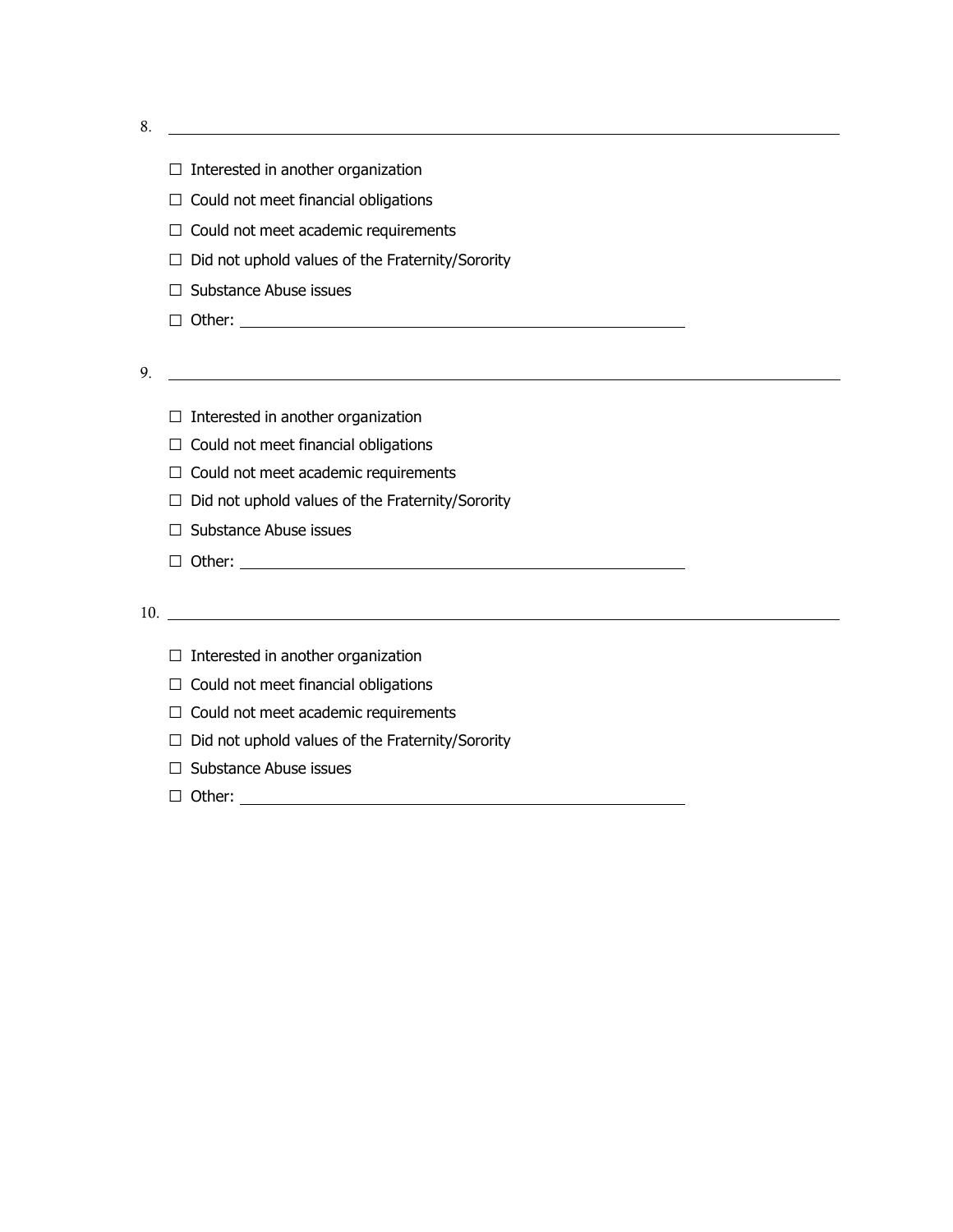8. ______________________________________________________________________

- ☐ Interested in another organization
- ☐ Could not meet financial obligations
- ☐ Could not meet academic requirements
- ☐ Did not uphold values of the Fraternity/Sorority
- ☐ Substance Abuse issues
- ☐ Other: ________________________________________

9. ______________________________________________________________________

- ☐ Interested in another organization
- ☐ Could not meet financial obligations
- ☐ Could not meet academic requirements
- ☐ Did not uphold values of the Fraternity/Sorority
- ☐ Substance Abuse issues
- ☐ Other: ________________________________________

10. ______________________________________________________________________

- ☐ Interested in another organization
- ☐ Could not meet financial obligations
- ☐ Could not meet academic requirements
- ☐ Did not uphold values of the Fraternity/Sorority
- ☐ Substance Abuse issues
- ☐ Other: ________________________________________